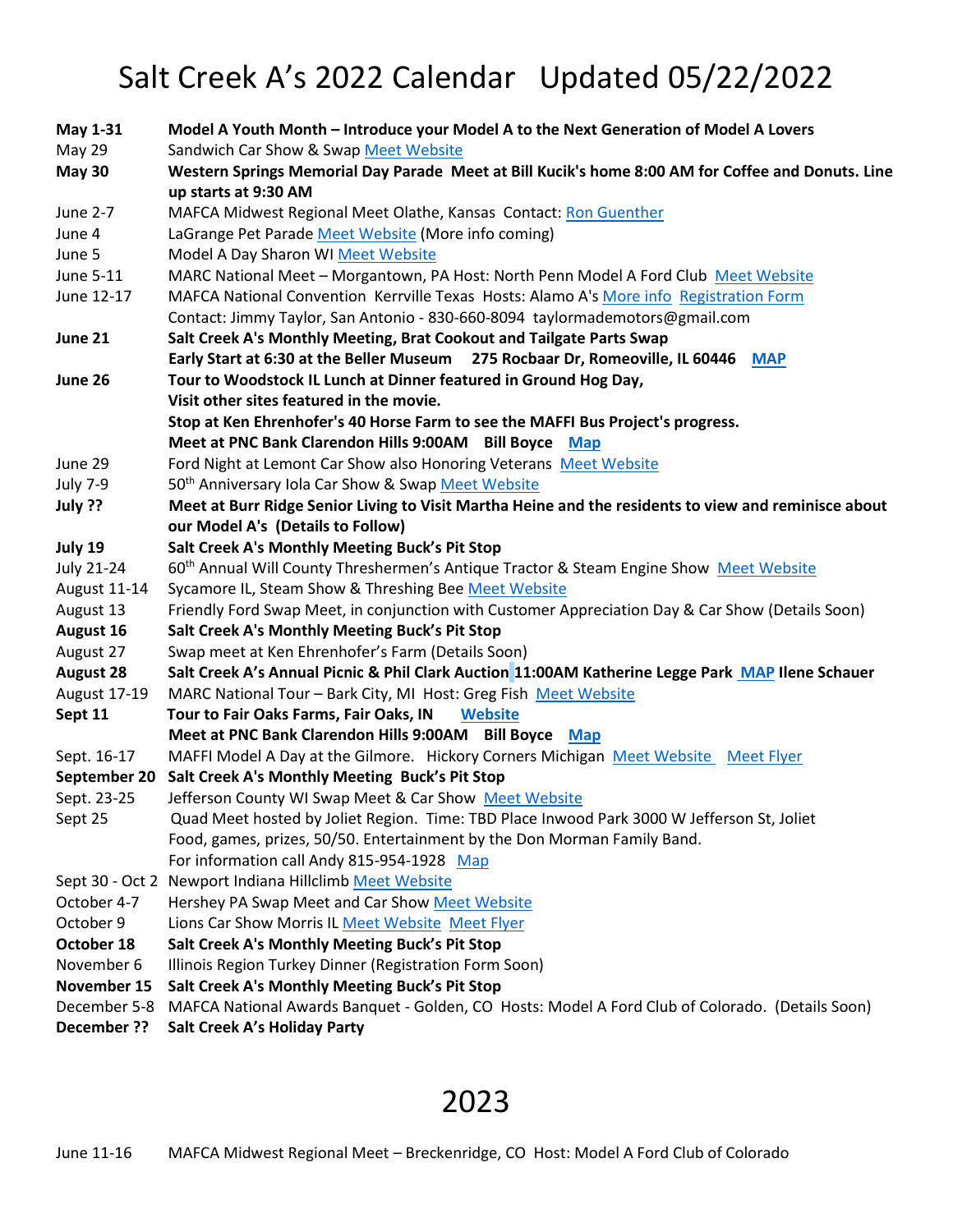# Salt Creek A's 2022 Calendar Updated 05/22/2022

| | |
|---|---|
| **May 1-31** | **Model A Youth Month – Introduce your Model A to the Next Generation of Model A Lovers** |
| May 29 | Sandwich Car Show & Swap Meet Website |
| **May 30** | **Western Springs Memorial Day Parade Meet at Bill Kucik's home 8:00 AM for Coffee and Donuts. Line up starts at 9:30 AM** |
| June 2-7 | MAFCA Midwest Regional Meet Olathe, Kansas Contact: Ron Guenther |
| June 4 | LaGrange Pet Parade Meet Website (More info coming) |
| June 5 | Model A Day Sharon WI Meet Website |
| June 5-11 | MARC National Meet – Morgantown, PA Host: North Penn Model A Ford Club Meet Website |
| June 12-17 | MAFCA National Convention Kerrville Texas Hosts: Alamo A's More info Registration Form<br>Contact: Jimmy Taylor, San Antonio - 830-660-8094 taylormademotors@gmail.com |
| **June 21** | **Salt Creek A's Monthly Meeting, Brat Cookout and Tailgate Parts Swap**<br>**Early Start at 6:30 at the Beller Museum 275 Rocbaar Dr, Romeoville, IL 60446 MAP** |
| **June 26** | **Tour to Woodstock IL Lunch at Dinner featured in Ground Hog Day,**<br>**Visit other sites featured in the movie.**<br>**Stop at Ken Ehrenhofer's 40 Horse Farm to see the MAFFI Bus Project's progress.**<br>**Meet at PNC Bank Clarendon Hills 9:00AM Bill Boyce Map** |
| June 29 | Ford Night at Lemont Car Show also Honoring Veterans Meet Website |
| July 7-9 | 50th Anniversary Iola Car Show & Swap Meet Website |
| **July ??** | **Meet at Burr Ridge Senior Living to Visit Martha Heine and the residents to view and reminisce about our Model A's (Details to Follow)** |
| **July 19** | **Salt Creek A's Monthly Meeting Buck's Pit Stop** |
| July 21-24 | 60th Annual Will County Threshermen's Antique Tractor & Steam Engine Show Meet Website |
| August 11-14 | Sycamore IL, Steam Show & Threshing Bee Meet Website |
| August 13 | Friendly Ford Swap Meet, in conjunction with Customer Appreciation Day & Car Show (Details Soon) |
| **August 16** | **Salt Creek A's Monthly Meeting Buck's Pit Stop** |
| August 27 | Swap meet at Ken Ehrenhofer's Farm (Details Soon) |
| **August 28** | **Salt Creek A's Annual Picnic & Phil Clark Auction 11:00AM Katherine Legge Park MAP Ilene Schauer** |
| August 17-19 | MARC National Tour – Bark City, MI Host: Greg Fish Meet Website |
| **Sept 11** | **Tour to Fair Oaks Farms, Fair Oaks, IN Website**<br>**Meet at PNC Bank Clarendon Hills 9:00AM Bill Boyce Map** |
| Sept. 16-17 | MAFFI Model A Day at the Gilmore. Hickory Corners Michigan Meet Website Meet Flyer |
| **September 20** | **Salt Creek A's Monthly Meeting Buck's Pit Stop** |
| Sept. 23-25 | Jefferson County WI Swap Meet & Car Show Meet Website |
| Sept 25 | Quad Meet hosted by Joliet Region. Time: TBD Place Inwood Park 3000 W Jefferson St, Joliet<br>Food, games, prizes, 50/50. Entertainment by the Don Morman Family Band.<br>For information call Andy 815-954-1928 Map |
| Sept 30 - Oct 2 | Newport Indiana Hillclimb Meet Website |
| October 4-7 | Hershey PA Swap Meet and Car Show Meet Website |
| October 9 | Lions Car Show Morris IL Meet Website Meet Flyer |
| **October 18** | **Salt Creek A's Monthly Meeting Buck's Pit Stop** |
| November 6 | Illinois Region Turkey Dinner (Registration Form Soon) |
| **November 15** | **Salt Creek A's Monthly Meeting Buck's Pit Stop** |
| December 5-8 | MAFCA National Awards Banquet - Golden, CO Hosts: Model A Ford Club of Colorado. (Details Soon) |
| **December ??** | **Salt Creek A's Holiday Party** |

# 2023

| | |
|---|---|
| June 11-16 | MAFCA Midwest Regional Meet – Breckenridge, CO Host: Model A Ford Club of Colorado |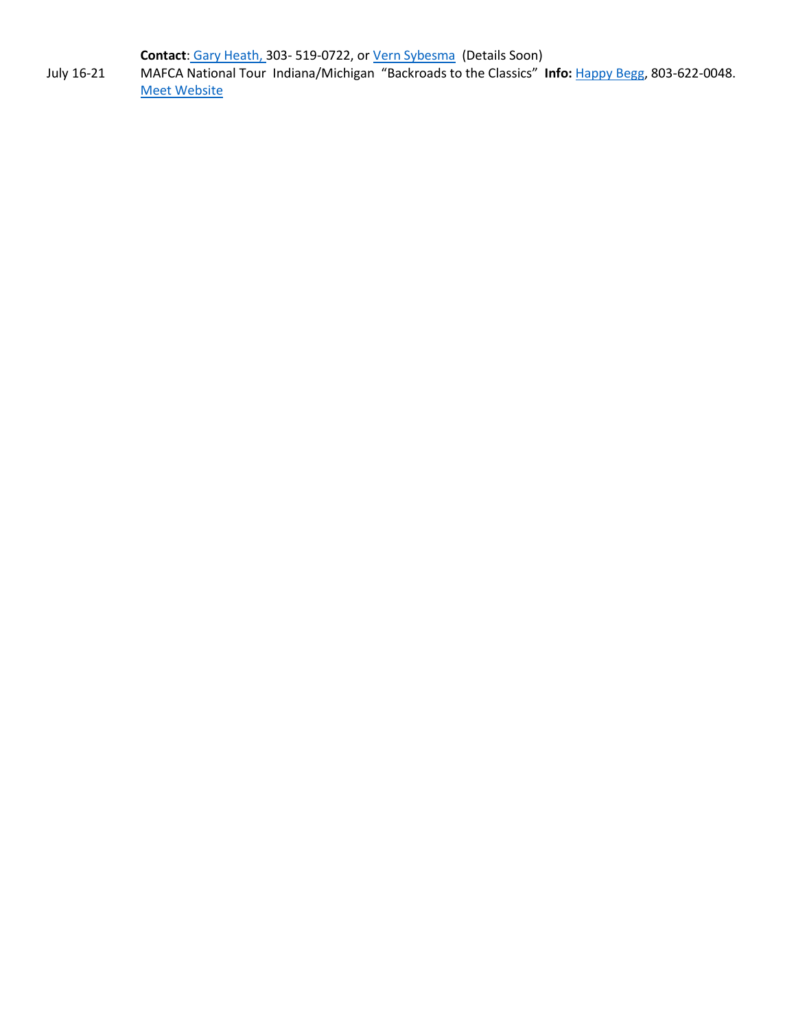**Contact**: Gary Heath, 303- 519-0722, or Vern Sybesma (Details Soon)

July 16-21 MAFCA National Tour Indiana/Michigan "Backroads to the Classics" **Info:** Happy Begg, 803-622-0048. Meet Website